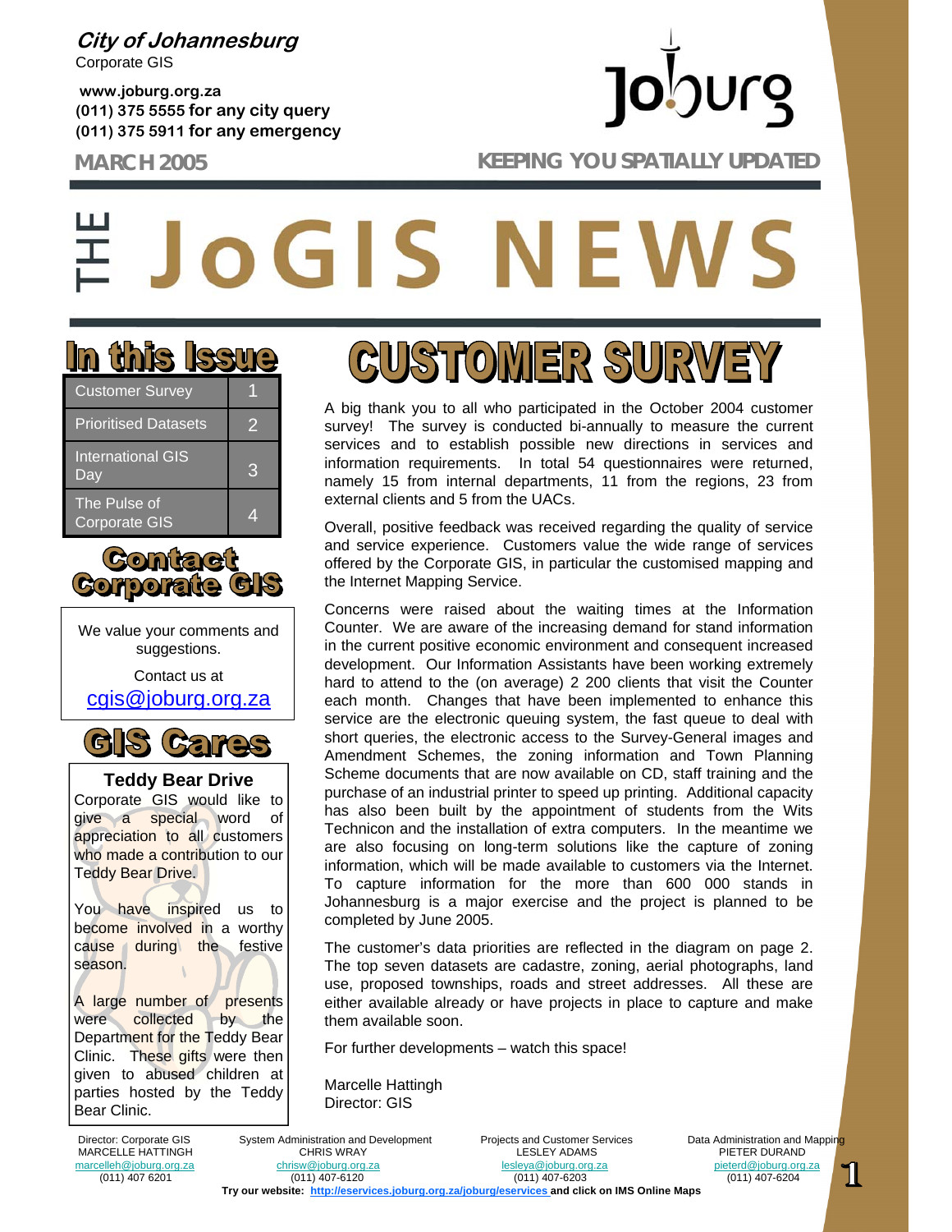**City of Johannesburg**
Corporate GIS

**www.joburg.org.za**
**(011) 375 5555 for any city query**
**(011) 375 5911 for any emergency**

**MARCH 2005** — **KEEPING YOU SPATIALLY UPDATED**

# THE JoGIS NEWS

## In this Issue

| | |
|---|---|
| Customer Survey | 1 |
| Prioritised Datasets | 2 |
| International GIS Day | 3 |
| The Pulse of Corporate GIS | 4 |

## Contact Corporate GIS

We value your comments and suggestions.

Contact us at
cgis@joburg.org.za

## GIS Cares

### Teddy Bear Drive

Corporate GIS would like to give a special word of appreciation to all customers who made a contribution to our Teddy Bear Drive.

You have inspired us to become involved in a worthy cause during the festive season.

A large number of presents were collected by the Department for the Teddy Bear Clinic. These gifts were then given to abused children at parties hosted by the Teddy Bear Clinic.

## CUSTOMER SURVEY

A big thank you to all who participated in the October 2004 customer survey! The survey is conducted bi-annually to measure the current services and to establish possible new directions in services and information requirements. In total 54 questionnaires were returned, namely 15 from internal departments, 11 from the regions, 23 from external clients and 5 from the UACs.

Overall, positive feedback was received regarding the quality of service and service experience. Customers value the wide range of services offered by the Corporate GIS, in particular the customised mapping and the Internet Mapping Service.

Concerns were raised about the waiting times at the Information Counter. We are aware of the increasing demand for stand information in the current positive economic environment and consequent increased development. Our Information Assistants have been working extremely hard to attend to the (on average) 2 200 clients that visit the Counter each month. Changes that have been implemented to enhance this service are the electronic queuing system, the fast queue to deal with short queries, the electronic access to the Survey-General images and Amendment Schemes, the zoning information and Town Planning Scheme documents that are now available on CD, staff training and the purchase of an industrial printer to speed up printing. Additional capacity has also been built by the appointment of students from the Wits Technicon and the installation of extra computers. In the meantime we are also focusing on long-term solutions like the capture of zoning information, which will be made available to customers via the Internet. To capture information for the more than 600 000 stands in Johannesburg is a major exercise and the project is planned to be completed by June 2005.

The customer's data priorities are reflected in the diagram on page 2. The top seven datasets are cadastre, zoning, aerial photographs, land use, proposed townships, roads and street addresses. All these are either available already or have projects in place to capture and make them available soon.

For further developments – watch this space!

Marcelle Hattingh
Director: GIS

| Director: Corporate GIS | System Administration and Development | Projects and Customer Services | Data Administration and Mapping |
|---|---|---|---|
| MARCELLE HATTINGH | CHRIS WRAY | LESLEY ADAMS | PIETER DURAND |
| marcelleh@joburg.org.za | chrisw@joburg.org.za | lesleya@joburg.org.za | pieterd@joburg.org.za |
| (011) 407 6201 | (011) 407-6120 | (011) 407-6203 | (011) 407-6204 |

**Try our website: http://eservices.joburg.org.za/joburg/eservices and click on IMS Online Maps**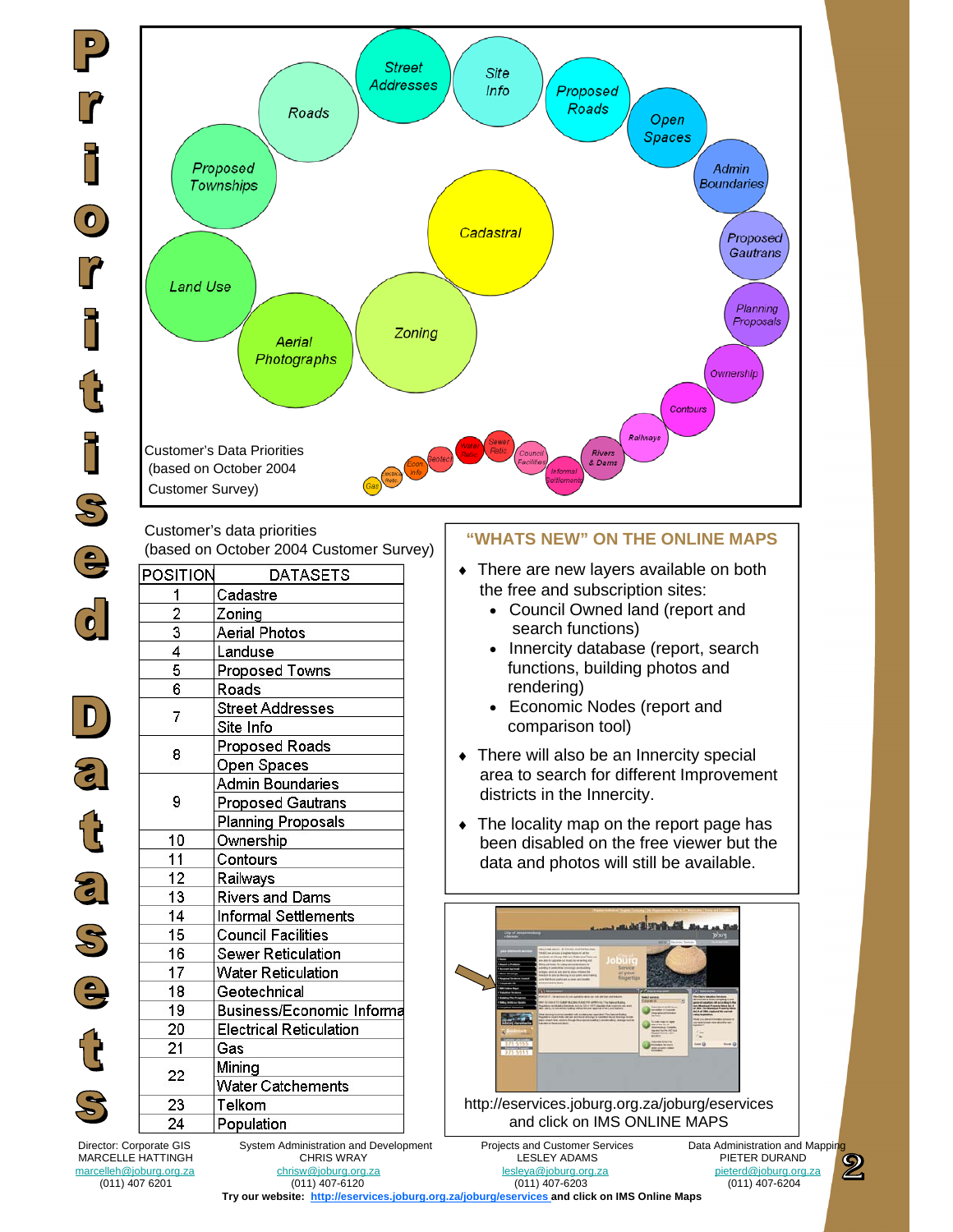# Prioritised Datasets

Customer's Data Priorities (based on October 2004 Customer Survey)

Cadastral, Zoning, Aerial Photographs, Land Use, Proposed Townships, Roads, Street Addresses, Site Info, Proposed Roads, Open Spaces, Admin Boundaries, Proposed Gautrans, Planning Proposals, Ownership, Contours, Railways, Rivers & Dams, Informal Settlements, Council Facilities, Sewer Retic, Water Retic, Geotech, Econ Info, Electrical Retic, Gas

Customer's data priorities
(based on October 2004 Customer Survey)

| POSITION | DATASETS |
|---|---|
| 1 | Cadastre |
| 2 | Zoning |
| 3 | Aerial Photos |
| 4 | Landuse |
| 5 | Proposed Towns |
| 6 | Roads |
| 7 | Street Addresses |
| | Site Info |
| 8 | Proposed Roads |
| | Open Spaces |
| 9 | Admin Boundaries |
| | Proposed Gautrans |
| | Planning Proposals |
| 10 | Ownership |
| 11 | Contours |
| 12 | Railways |
| 13 | Rivers and Dams |
| 14 | Informal Settlements |
| 15 | Council Facilities |
| 16 | Sewer Reticulation |
| 17 | Water Reticulation |
| 18 | Geotechnical |
| 19 | Business/Economic Informa |
| 20 | Electrical Reticulation |
| 21 | Gas |
| 22 | Mining |
| | Water Catchements |
| 23 | Telkom |
| 24 | Population |

## "WHATS NEW" ON THE ONLINE MAPS

- There are new layers available on both the free and subscription sites:
  - Council Owned land (report and search functions)
  - Innercity database (report, search functions, building photos and rendering)
  - Economic Nodes (report and comparison tool)
- There will also be an Innercity special area to search for different Improvement districts in the Innercity.
- The locality map on the report page has been disabled on the free viewer but the data and photos will still be available.

http://eservices.joburg.org.za/joburg/eservices and click on IMS ONLINE MAPS

Director: Corporate GIS
MARCELLE HATTINGH
marcelleh@joburg.org.za
(011) 407 6201

System Administration and Development
CHRIS WRAY
chrisw@joburg.org.za
(011) 407-6120

Projects and Customer Services
LESLEY ADAMS
lesleya@joburg.org.za
(011) 407-6203

Data Administration and Mapping
PIETER DURAND
pieterd@joburg.org.za
(011) 407-6204

**Try our website: http://eservices.joburg.org.za/joburg/eservices and click on IMS Online Maps**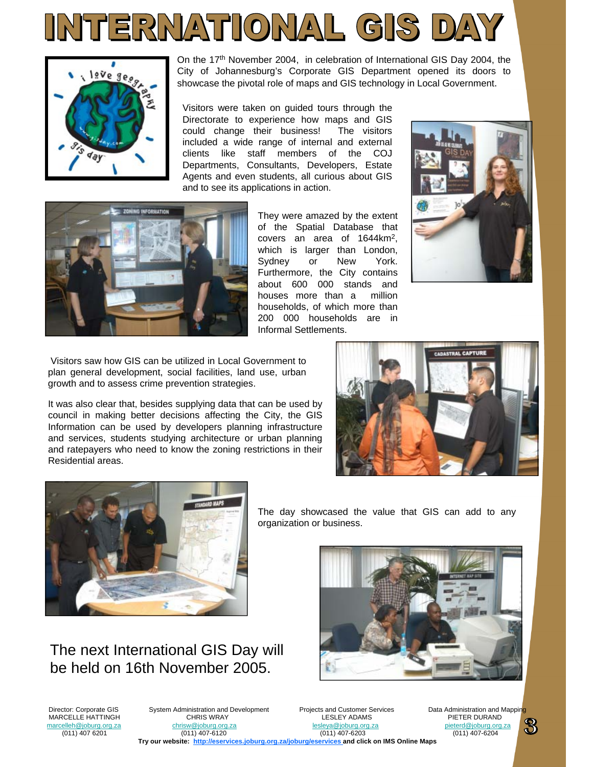# INTERNATIONAL GIS DAY

On the 17th November 2004, in celebration of International GIS Day 2004, the City of Johannesburg's Corporate GIS Department opened its doors to showcase the pivotal role of maps and GIS technology in Local Government.

Visitors were taken on guided tours through the Directorate to experience how maps and GIS could change their business! The visitors included a wide range of internal and external clients like staff members of the COJ Departments, Consultants, Developers, Estate Agents and even students, all curious about GIS and to see its applications in action.

They were amazed by the extent of the Spatial Database that covers an area of 1644km$^2$, which is larger than London, Sydney or New York. Furthermore, the City contains about 600 000 stands and houses more than a million households, of which more than 200 000 households are in Informal Settlements.

Visitors saw how GIS can be utilized in Local Government to plan general development, social facilities, land use, urban growth and to assess crime prevention strategies.

It was also clear that, besides supplying data that can be used by council in making better decisions affecting the City, the GIS Information can be used by developers planning infrastructure and services, students studying architecture or urban planning and ratepayers who need to know the zoning restrictions in their Residential areas.

The day showcased the value that GIS can add to any organization or business.

## The next International GIS Day will be held on 16th November 2005.

| Director: Corporate GIS | System Administration and Development | Projects and Customer Services | Data Administration and Mapping |
| --- | --- | --- | --- |
| MARCELLE HATTINGH | CHRIS WRAY | LESLEY ADAMS | PIETER DURAND |
| marcelleh@joburg.org.za | chrisw@joburg.org.za | lesleya@joburg.org.za | pieterd@joburg.org.za |
| (011) 407 6201 | (011) 407-6120 | (011) 407-6203 | (011) 407-6204 |

**Try our website: http://eservices.joburg.org.za/joburg/eservices and click on IMS Online Maps**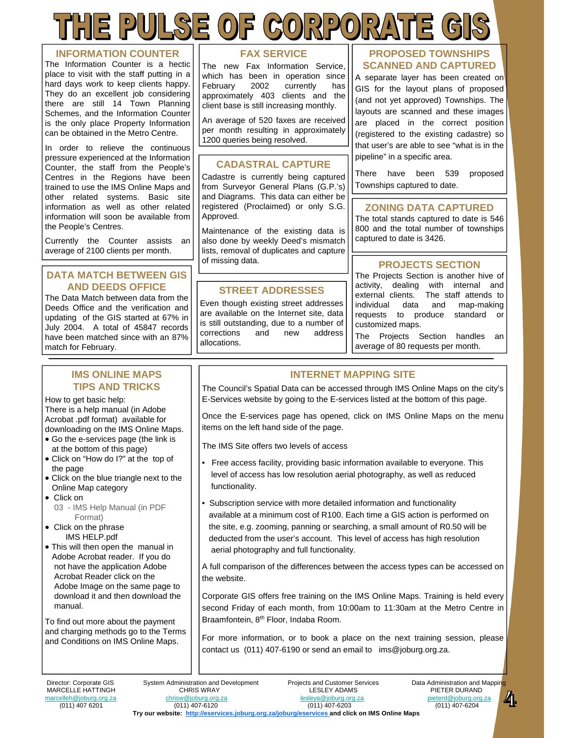# THE PULSE OF CORPORATE GIS

## INFORMATION COUNTER

The Information Counter is a hectic place to visit with the staff putting in a hard days work to keep clients happy. They do an excellent job considering there are still 14 Town Planning Schemes, and the Information Counter is the only place Property Information can be obtained in the Metro Centre.

In order to relieve the continuous pressure experienced at the Information Counter, the staff from the People's Centres in the Regions have been trained to use the IMS Online Maps and other related systems. Basic site information as well as other related information will soon be available from the People's Centres.

Currently the Counter assists an average of 2100 clients per month.

## DATA MATCH BETWEEN GIS AND DEEDS OFFICE

The Data Match between data from the Deeds Office and the verification and updating of the GIS started at 67% in July 2004. A total of 45847 records have been matched since with an 87% match for February.

## FAX SERVICE

The new Fax Information Service, which has been in operation since February 2002 currently has approximately 403 clients and the client base is still increasing monthly.

An average of 520 faxes are received per month resulting in approximately 1200 queries being resolved.

## CADASTRAL CAPTURE

Cadastre is currently being captured from Surveyor General Plans (G.P.'s) and Diagrams. This data can either be registered (Proclaimed) or only S.G. Approved.

Maintenance of the existing data is also done by weekly Deed's mismatch lists, removal of duplicates and capture of missing data.

## STREET ADDRESSES

Even though existing street addresses are available on the Internet site, data is still outstanding, due to a number of corrections and new address allocations.

## PROPOSED TOWNSHIPS SCANNED AND CAPTURED

A separate layer has been created on GIS for the layout plans of proposed (and not yet approved) Townships. The layouts are scanned and these images are placed in the correct position (registered to the existing cadastre) so that user's are able to see "what is in the pipeline" in a specific area.

There have been 539 proposed Townships captured to date.

## ZONING DATA CAPTURED

The total stands captured to date is 546 800 and the total number of townships captured to date is 3426.

## PROJECTS SECTION

The Projects Section is another hive of activity, dealing with internal and external clients. The staff attends to individual data and map-making requests to produce standard or customized maps.

The Projects Section handles an average of 80 requests per month.

## IMS ONLINE MAPS TIPS AND TRICKS

How to get basic help:
There is a help manual (in Adobe Acrobat .pdf format) available for downloading on the IMS Online Maps.

- Go the e-services page (the link is at the bottom of this page)
- Click on "How do I?" at the top of the page
- Click on the blue triangle next to the Online Map category
- Click on
  03 - IMS Help Manual (in PDF Format)
- Click on the phrase IMS HELP.pdf
- This will then open the manual in Adobe Acrobat reader. If you do not have the application Adobe Acrobat Reader click on the Adobe Image on the same page to download it and then download the manual.

To find out more about the payment and charging methods go to the Terms and Conditions on IMS Online Maps.

## INTERNET MAPPING SITE

The Council's Spatial Data can be accessed through IMS Online Maps on the city's E-Services website by going to the E-services listed at the bottom of this page.

Once the E-services page has opened, click on IMS Online Maps on the menu items on the left hand side of the page.

The IMS Site offers two levels of access

- Free access facility, providing basic information available to everyone. This level of access has low resolution aerial photography, as well as reduced functionality.
- Subscription service with more detailed information and functionality available at a minimum cost of R100. Each time a GIS action is performed on the site, e.g. zooming, panning or searching, a small amount of R0.50 will be deducted from the user's account. This level of access has high resolution aerial photography and full functionality.

A full comparison of the differences between the access types can be accessed on the website.

Corporate GIS offers free training on the IMS Online Maps. Training is held every second Friday of each month, from 10:00am to 11:30am at the Metro Centre in Braamfontein, 8th Floor, Indaba Room.

For more information, or to book a place on the next training session, please contact us (011) 407-6190 or send an email to ims@joburg.org.za.

---

| Director: Corporate GIS | System Administration and Development | Projects and Customer Services | Data Administration and Mapping |
|---|---|---|---|
| MARCELLE HATTINGH | CHRIS WRAY | LESLEY ADAMS | PIETER DURAND |
| marcelleh@joburg.org.za | chrisw@joburg.org.za | lesleya@joburg.org.za | pieterd@joburg.org.za |
| (011) 407 6201 | (011) 407-6120 | (011) 407-6203 | (011) 407-6204 |

**Try our website: http://eservices.joburg.org.za/joburg/eservices and click on IMS Online Maps**